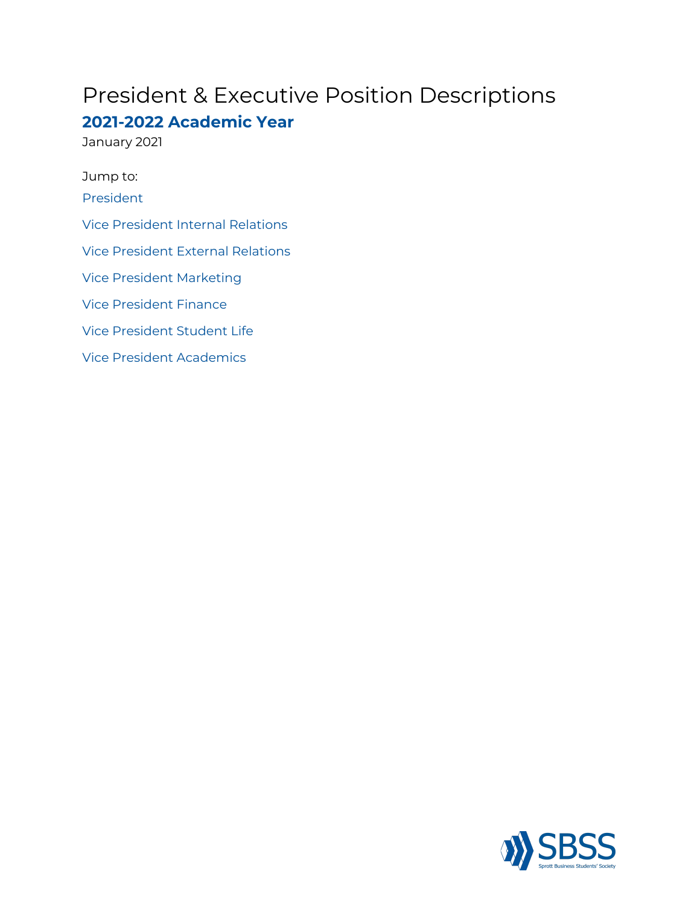# President & Executive Position Descriptions

## 2021-2022 Academic Year

January 2021

Jump to:

President

Vice President Internal Relations

Vice President External Relations

Vice President Marketing

Vice President Finance

Vice President Student Life

Vice President Academics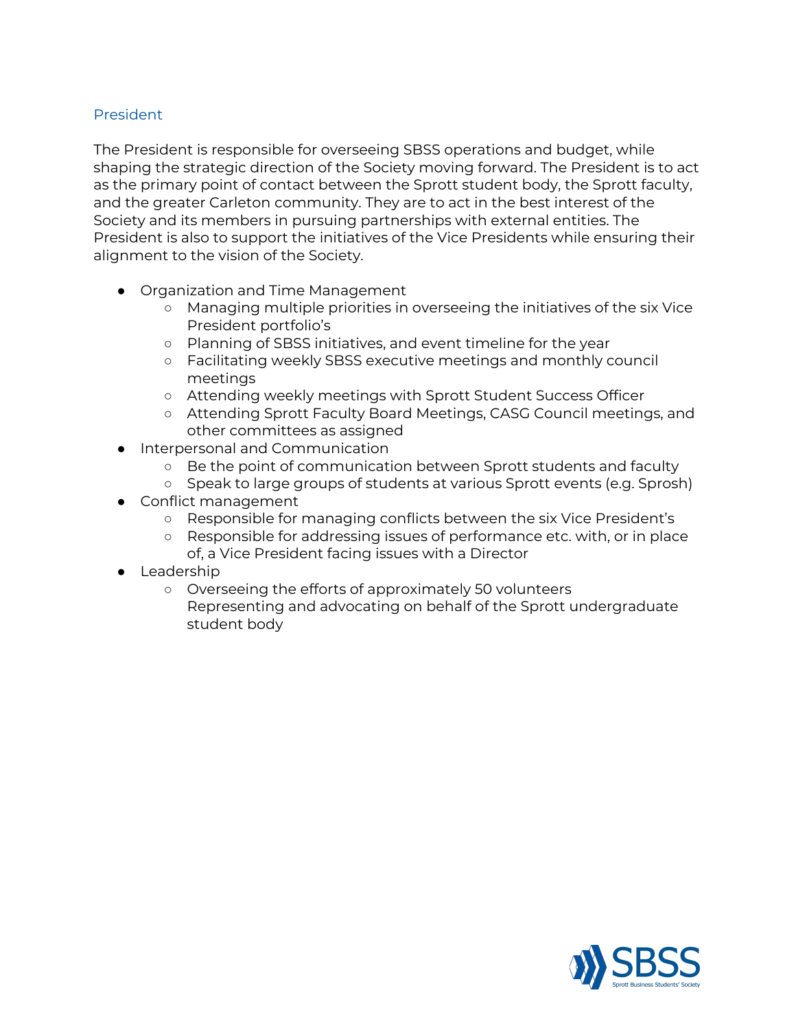## President

The President is responsible for overseeing SBSS operations and budget, while shaping the strategic direction of the Society moving forward. The President is to act as the primary point of contact between the Sprott student body, the Sprott faculty, and the greater Carleton community. They are to act in the best interest of the Society and its members in pursuing partnerships with external entities. The President is also to support the initiatives of the Vice Presidents while ensuring their alignment to the vision of the Society.

- Organization and Time Management
  - Managing multiple priorities in overseeing the initiatives of the six Vice President portfolio's
  - Planning of SBSS initiatives, and event timeline for the year
  - Facilitating weekly SBSS executive meetings and monthly council meetings
  - Attending weekly meetings with Sprott Student Success Officer
  - Attending Sprott Faculty Board Meetings, CASG Council meetings, and other committees as assigned
- Interpersonal and Communication
  - Be the point of communication between Sprott students and faculty
  - Speak to large groups of students at various Sprott events (e.g. Sprosh)
- Conflict management
  - Responsible for managing conflicts between the six Vice President's
  - Responsible for addressing issues of performance etc. with, or in place of, a Vice President facing issues with a Director
- Leadership
  - Overseeing the efforts of approximately 50 volunteers
    Representing and advocating on behalf of the Sprott undergraduate student body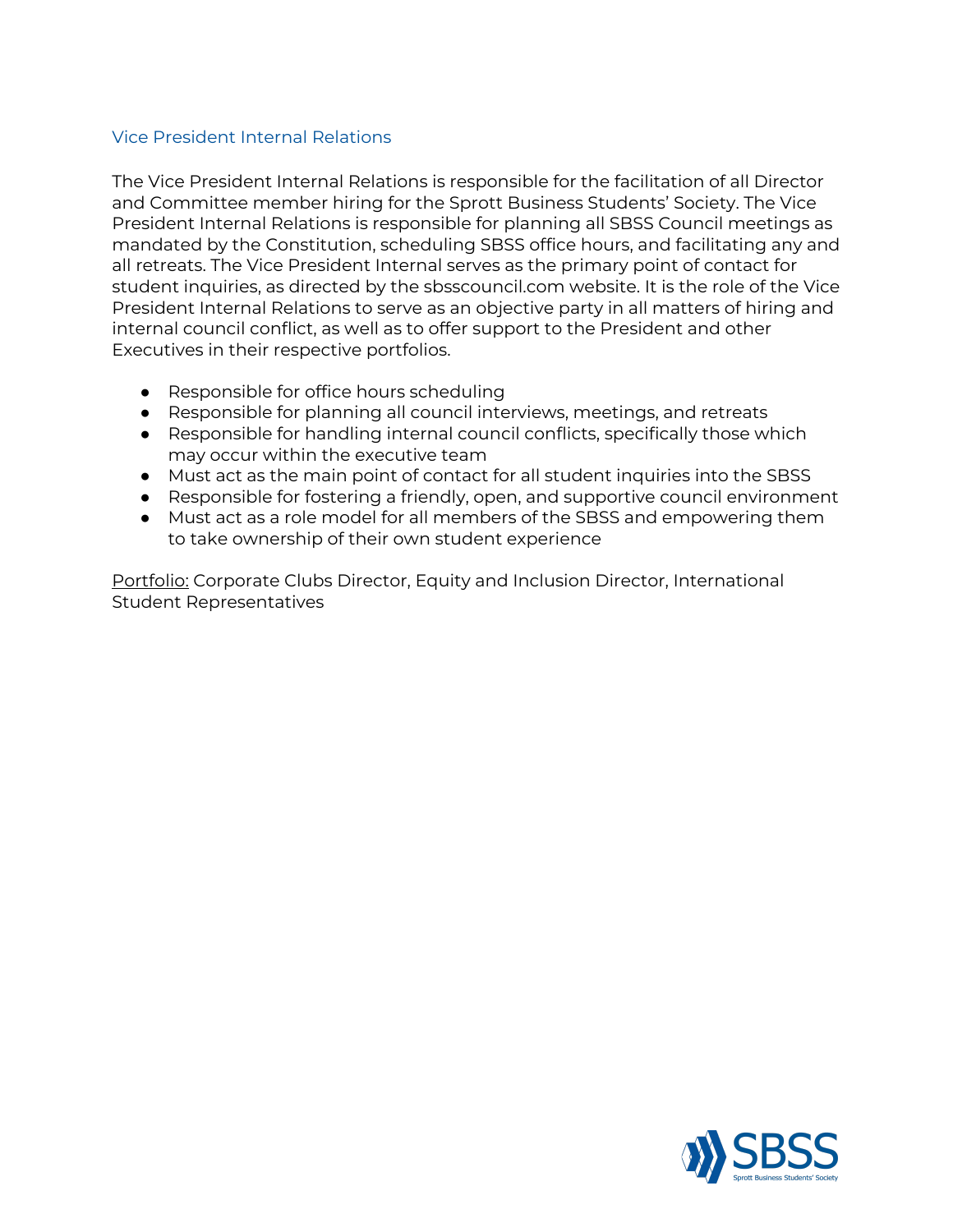## Vice President Internal Relations

The Vice President Internal Relations is responsible for the facilitation of all Director and Committee member hiring for the Sprott Business Students' Society. The Vice President Internal Relations is responsible for planning all SBSS Council meetings as mandated by the Constitution, scheduling SBSS office hours, and facilitating any and all retreats. The Vice President Internal serves as the primary point of contact for student inquiries, as directed by the sbsscouncil.com website. It is the role of the Vice President Internal Relations to serve as an objective party in all matters of hiring and internal council conflict, as well as to offer support to the President and other Executives in their respective portfolios.

- Responsible for office hours scheduling
- Responsible for planning all council interviews, meetings, and retreats
- Responsible for handling internal council conflicts, specifically those which may occur within the executive team
- Must act as the main point of contact for all student inquiries into the SBSS
- Responsible for fostering a friendly, open, and supportive council environment
- Must act as a role model for all members of the SBSS and empowering them to take ownership of their own student experience

<u>Portfolio:</u> Corporate Clubs Director, Equity and Inclusion Director, International Student Representatives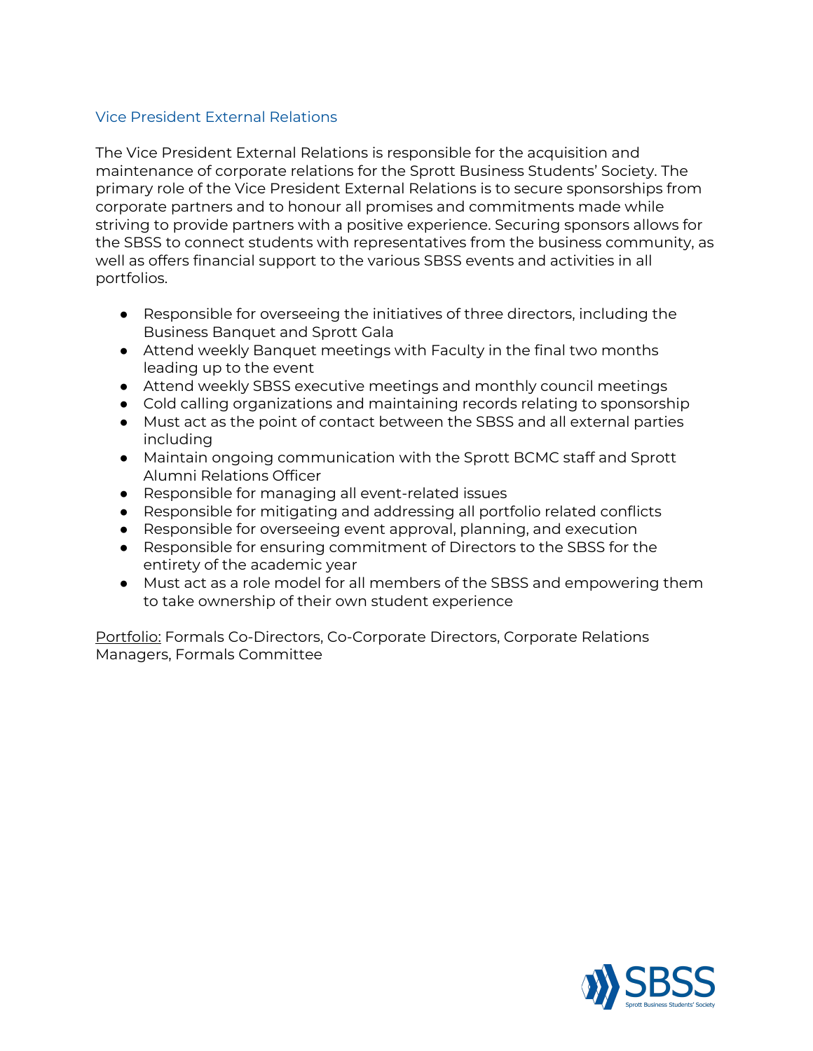## Vice President External Relations

The Vice President External Relations is responsible for the acquisition and maintenance of corporate relations for the Sprott Business Students' Society. The primary role of the Vice President External Relations is to secure sponsorships from corporate partners and to honour all promises and commitments made while striving to provide partners with a positive experience. Securing sponsors allows for the SBSS to connect students with representatives from the business community, as well as offers financial support to the various SBSS events and activities in all portfolios.

- Responsible for overseeing the initiatives of three directors, including the Business Banquet and Sprott Gala
- Attend weekly Banquet meetings with Faculty in the final two months leading up to the event
- Attend weekly SBSS executive meetings and monthly council meetings
- Cold calling organizations and maintaining records relating to sponsorship
- Must act as the point of contact between the SBSS and all external parties including
- Maintain ongoing communication with the Sprott BCMC staff and Sprott Alumni Relations Officer
- Responsible for managing all event-related issues
- Responsible for mitigating and addressing all portfolio related conflicts
- Responsible for overseeing event approval, planning, and execution
- Responsible for ensuring commitment of Directors to the SBSS for the entirety of the academic year
- Must act as a role model for all members of the SBSS and empowering them to take ownership of their own student experience

Portfolio: Formals Co-Directors, Co-Corporate Directors, Corporate Relations Managers, Formals Committee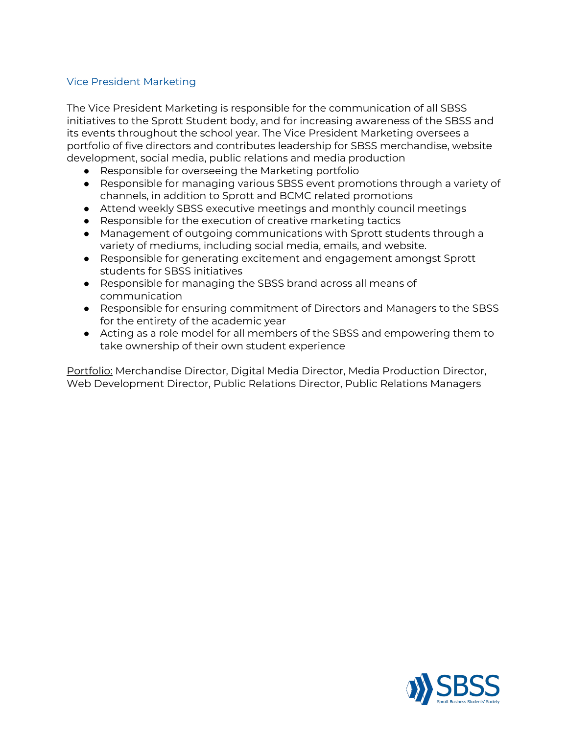## Vice President Marketing

The Vice President Marketing is responsible for the communication of all SBSS initiatives to the Sprott Student body, and for increasing awareness of the SBSS and its events throughout the school year. The Vice President Marketing oversees a portfolio of five directors and contributes leadership for SBSS merchandise, website development, social media, public relations and media production

- Responsible for overseeing the Marketing portfolio
- Responsible for managing various SBSS event promotions through a variety of channels, in addition to Sprott and BCMC related promotions
- Attend weekly SBSS executive meetings and monthly council meetings
- Responsible for the execution of creative marketing tactics
- Management of outgoing communications with Sprott students through a variety of mediums, including social media, emails, and website.
- Responsible for generating excitement and engagement amongst Sprott students for SBSS initiatives
- Responsible for managing the SBSS brand across all means of communication
- Responsible for ensuring commitment of Directors and Managers to the SBSS for the entirety of the academic year
- Acting as a role model for all members of the SBSS and empowering them to take ownership of their own student experience

Portfolio: Merchandise Director, Digital Media Director, Media Production Director, Web Development Director, Public Relations Director, Public Relations Managers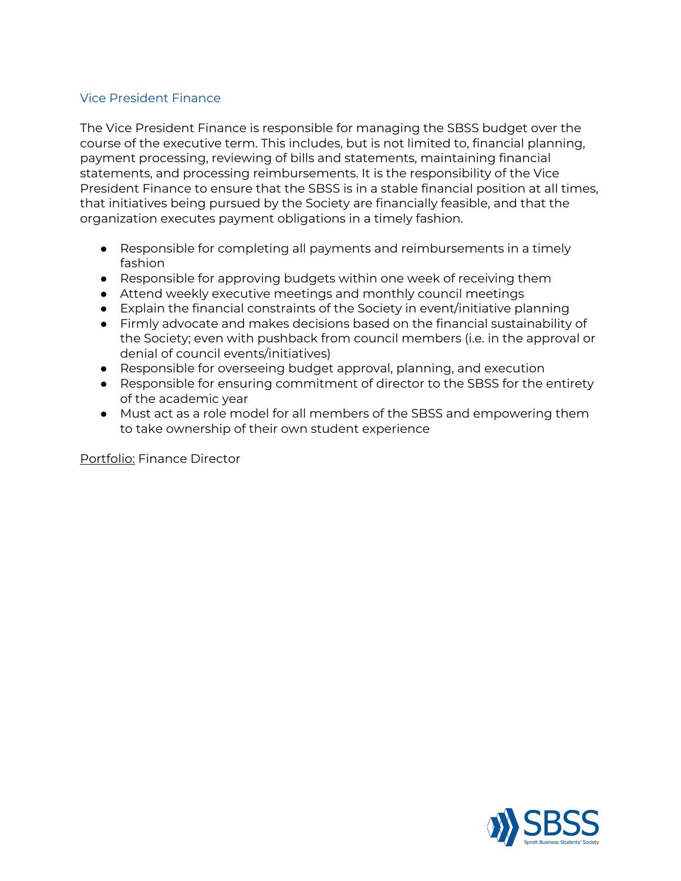## Vice President Finance

The Vice President Finance is responsible for managing the SBSS budget over the course of the executive term. This includes, but is not limited to, financial planning, payment processing, reviewing of bills and statements, maintaining financial statements, and processing reimbursements. It is the responsibility of the Vice President Finance to ensure that the SBSS is in a stable financial position at all times, that initiatives being pursued by the Society are financially feasible, and that the organization executes payment obligations in a timely fashion.

- Responsible for completing all payments and reimbursements in a timely fashion
- Responsible for approving budgets within one week of receiving them
- Attend weekly executive meetings and monthly council meetings
- Explain the financial constraints of the Society in event/initiative planning
- Firmly advocate and makes decisions based on the financial sustainability of the Society; even with pushback from council members (i.e. in the approval or denial of council events/initiatives)
- Responsible for overseeing budget approval, planning, and execution
- Responsible for ensuring commitment of director to the SBSS for the entirety of the academic year
- Must act as a role model for all members of the SBSS and empowering them to take ownership of their own student experience

<u>Portfolio:</u> Finance Director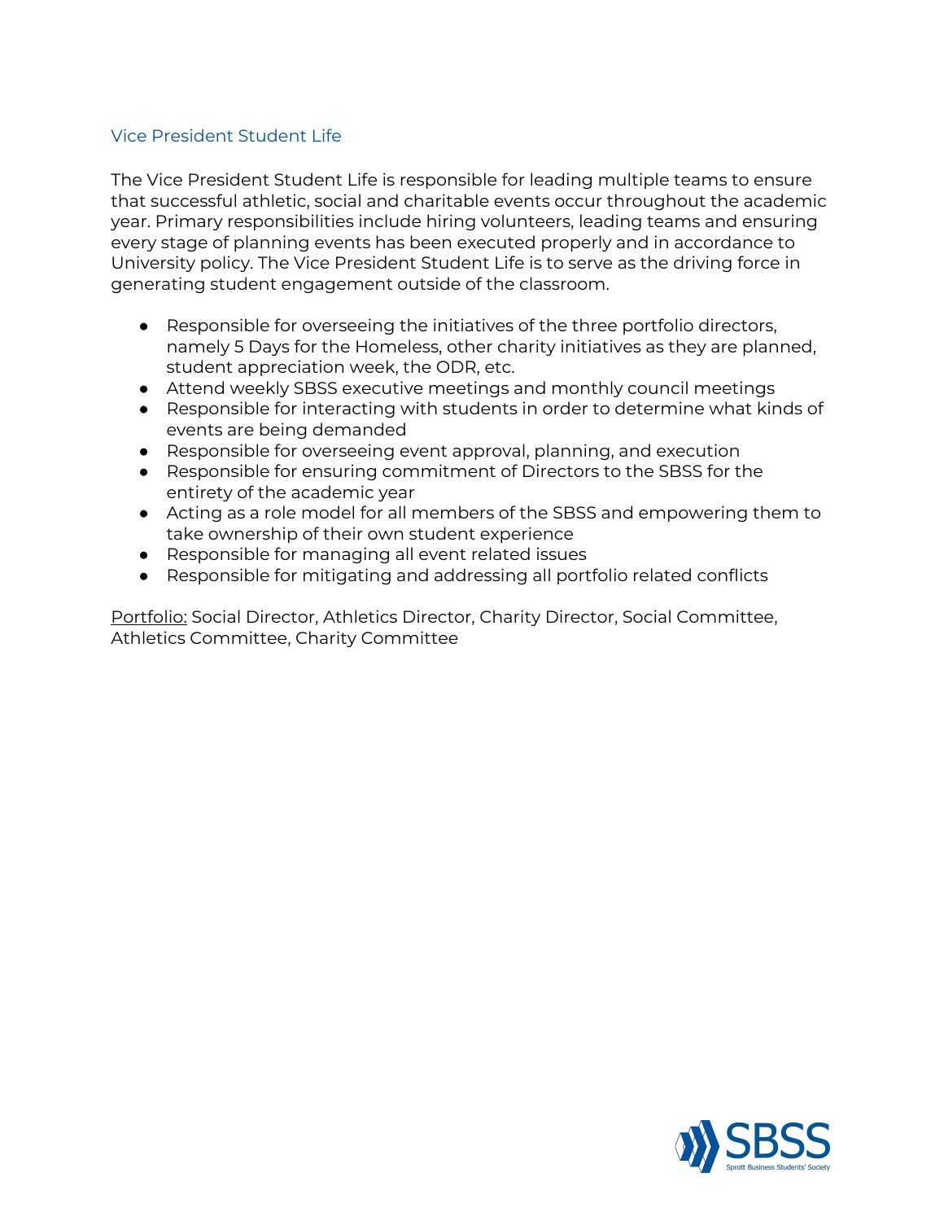## Vice President Student Life

The Vice President Student Life is responsible for leading multiple teams to ensure that successful athletic, social and charitable events occur throughout the academic year. Primary responsibilities include hiring volunteers, leading teams and ensuring every stage of planning events has been executed properly and in accordance to University policy. The Vice President Student Life is to serve as the driving force in generating student engagement outside of the classroom.

- Responsible for overseeing the initiatives of the three portfolio directors, namely 5 Days for the Homeless, other charity initiatives as they are planned, student appreciation week, the ODR, etc.
- Attend weekly SBSS executive meetings and monthly council meetings
- Responsible for interacting with students in order to determine what kinds of events are being demanded
- Responsible for overseeing event approval, planning, and execution
- Responsible for ensuring commitment of Directors to the SBSS for the entirety of the academic year
- Acting as a role model for all members of the SBSS and empowering them to take ownership of their own student experience
- Responsible for managing all event related issues
- Responsible for mitigating and addressing all portfolio related conflicts

<u>Portfolio:</u> Social Director, Athletics Director, Charity Director, Social Committee, Athletics Committee, Charity Committee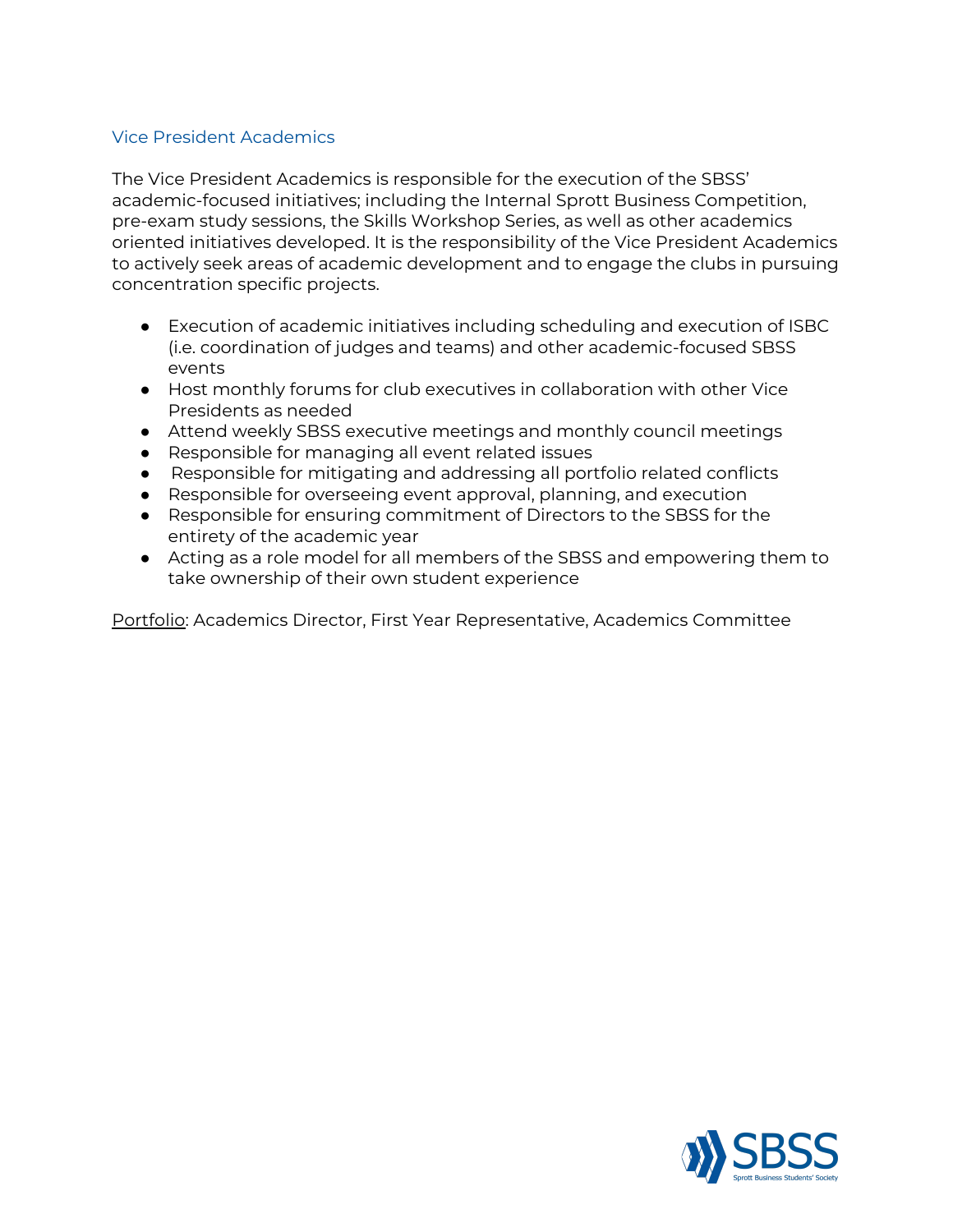### Vice President Academics

The Vice President Academics is responsible for the execution of the SBSS' academic-focused initiatives; including the Internal Sprott Business Competition, pre-exam study sessions, the Skills Workshop Series, as well as other academics oriented initiatives developed. It is the responsibility of the Vice President Academics to actively seek areas of academic development and to engage the clubs in pursuing concentration specific projects.

- Execution of academic initiatives including scheduling and execution of ISBC (i.e. coordination of judges and teams) and other academic-focused SBSS events
- Host monthly forums for club executives in collaboration with other Vice Presidents as needed
- Attend weekly SBSS executive meetings and monthly council meetings
- Responsible for managing all event related issues
- Responsible for mitigating and addressing all portfolio related conflicts
- Responsible for overseeing event approval, planning, and execution
- Responsible for ensuring commitment of Directors to the SBSS for the entirety of the academic year
- Acting as a role model for all members of the SBSS and empowering them to take ownership of their own student experience

Portfolio: Academics Director, First Year Representative, Academics Committee